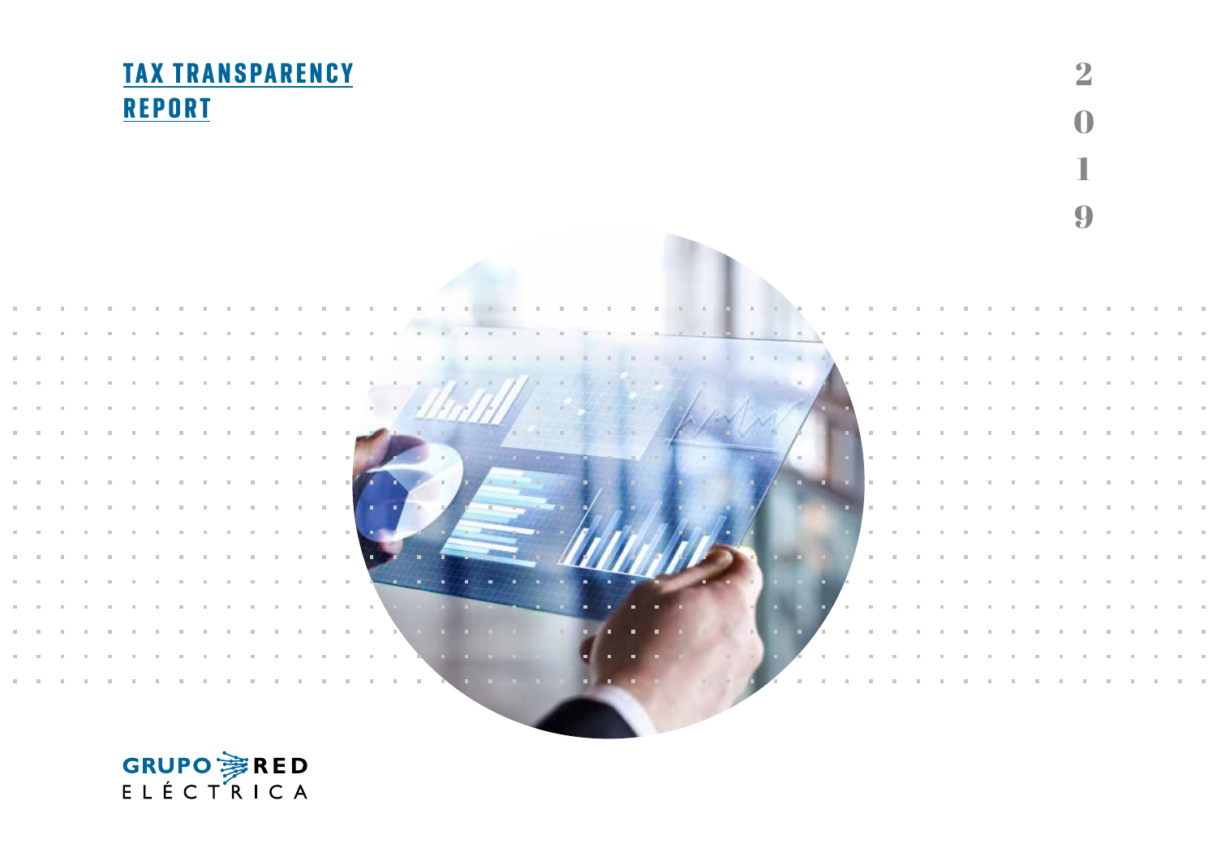# TAX TRANSPARENCY REPORT

2019

GRUPO RED ELÉCTRICA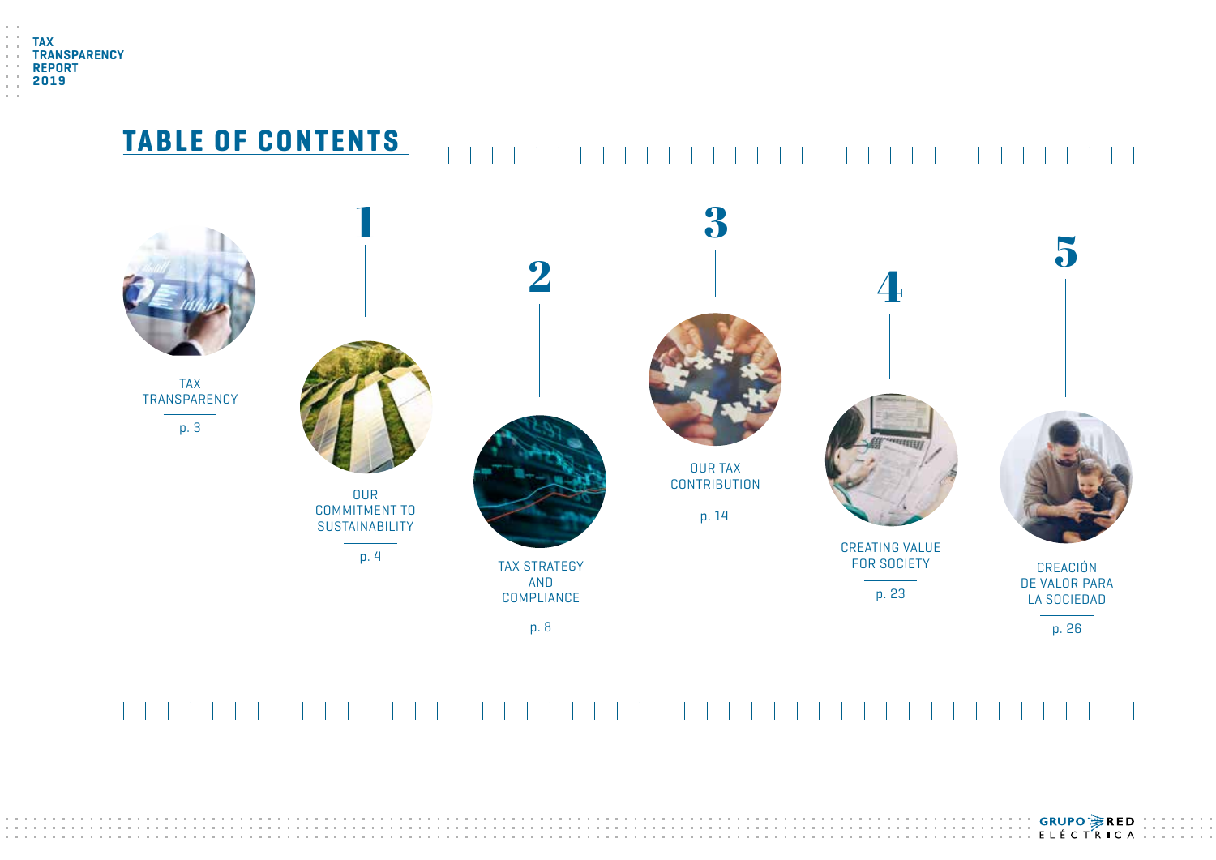# TABLE OF CONTENTS

TAX TRANSPARENCY
p. 3

1
OUR COMMITMENT TO SUSTAINABILITY
p. 4

2
TAX STRATEGY AND COMPLIANCE
p. 8

3
OUR TAX CONTRIBUTION
p. 14

4
CREATING VALUE FOR SOCIETY
p. 23

5
CREACIÓN DE VALOR PARA LA SOCIEDAD
p. 26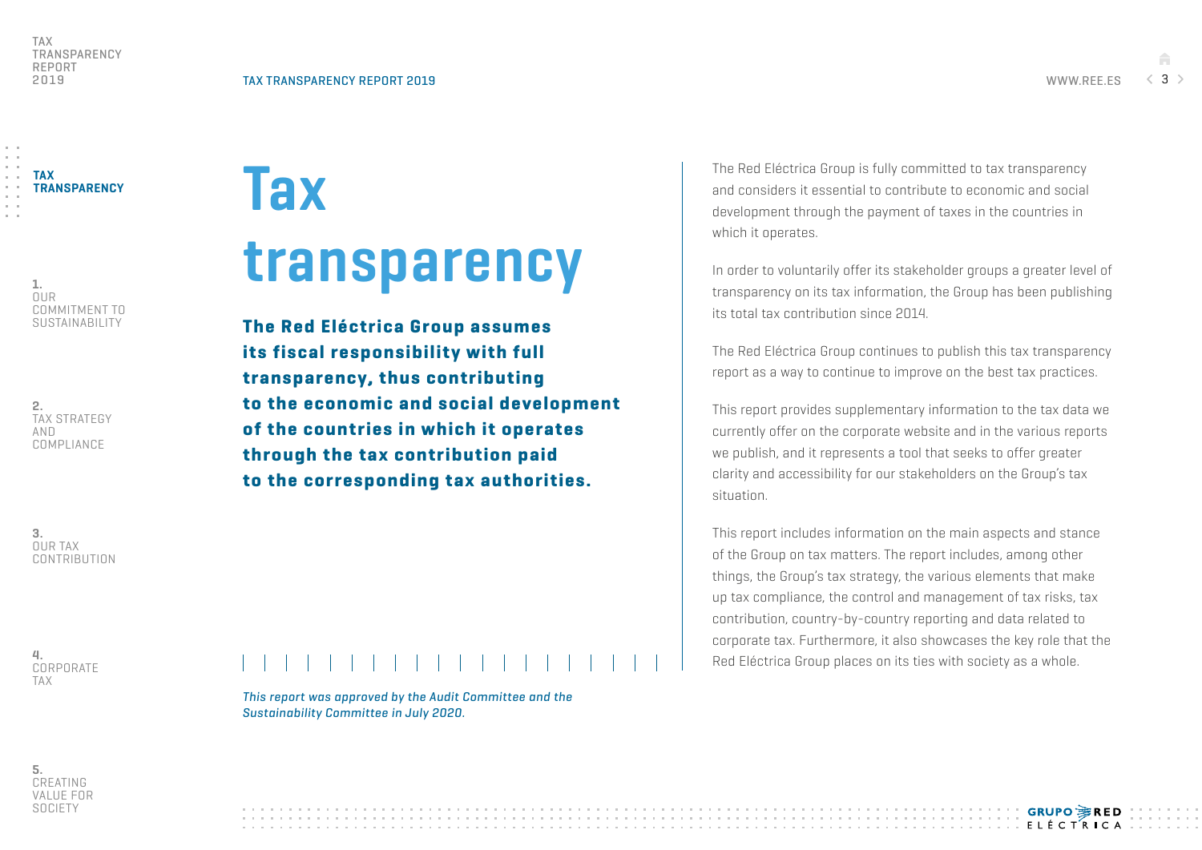# Tax transparency

**The Red Eléctrica Group assumes its fiscal responsibility with full transparency, thus contributing to the economic and social development of the countries in which it operates through the tax contribution paid to the corresponding tax authorities.**

*This report was approved by the Audit Committee and the Sustainability Committee in July 2020.*

The Red Eléctrica Group is fully committed to tax transparency and considers it essential to contribute to economic and social development through the payment of taxes in the countries in which it operates.

In order to voluntarily offer its stakeholder groups a greater level of transparency on its tax information, the Group has been publishing its total tax contribution since 2014.

The Red Eléctrica Group continues to publish this tax transparency report as a way to continue to improve on the best tax practices.

This report provides supplementary information to the tax data we currently offer on the corporate website and in the various reports we publish, and it represents a tool that seeks to offer greater clarity and accessibility for our stakeholders on the Group's tax situation.

This report includes information on the main aspects and stance of the Group on tax matters. The report includes, among other things, the Group's tax strategy, the various elements that make up tax compliance, the control and management of tax risks, tax contribution, country-by-country reporting and data related to corporate tax. Furthermore, it also showcases the key role that the Red Eléctrica Group places on its ties with society as a whole.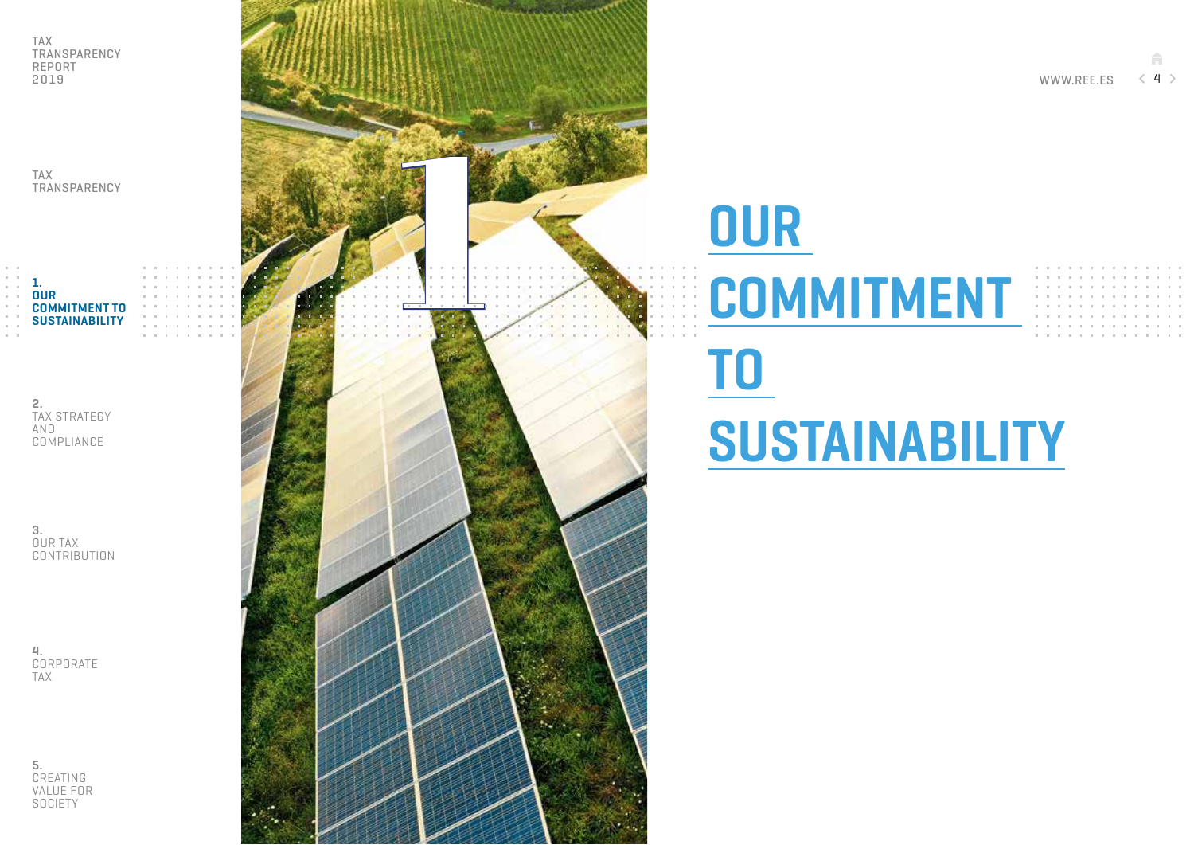# 1

# OUR COMMITMENT TO SUSTAINABILITY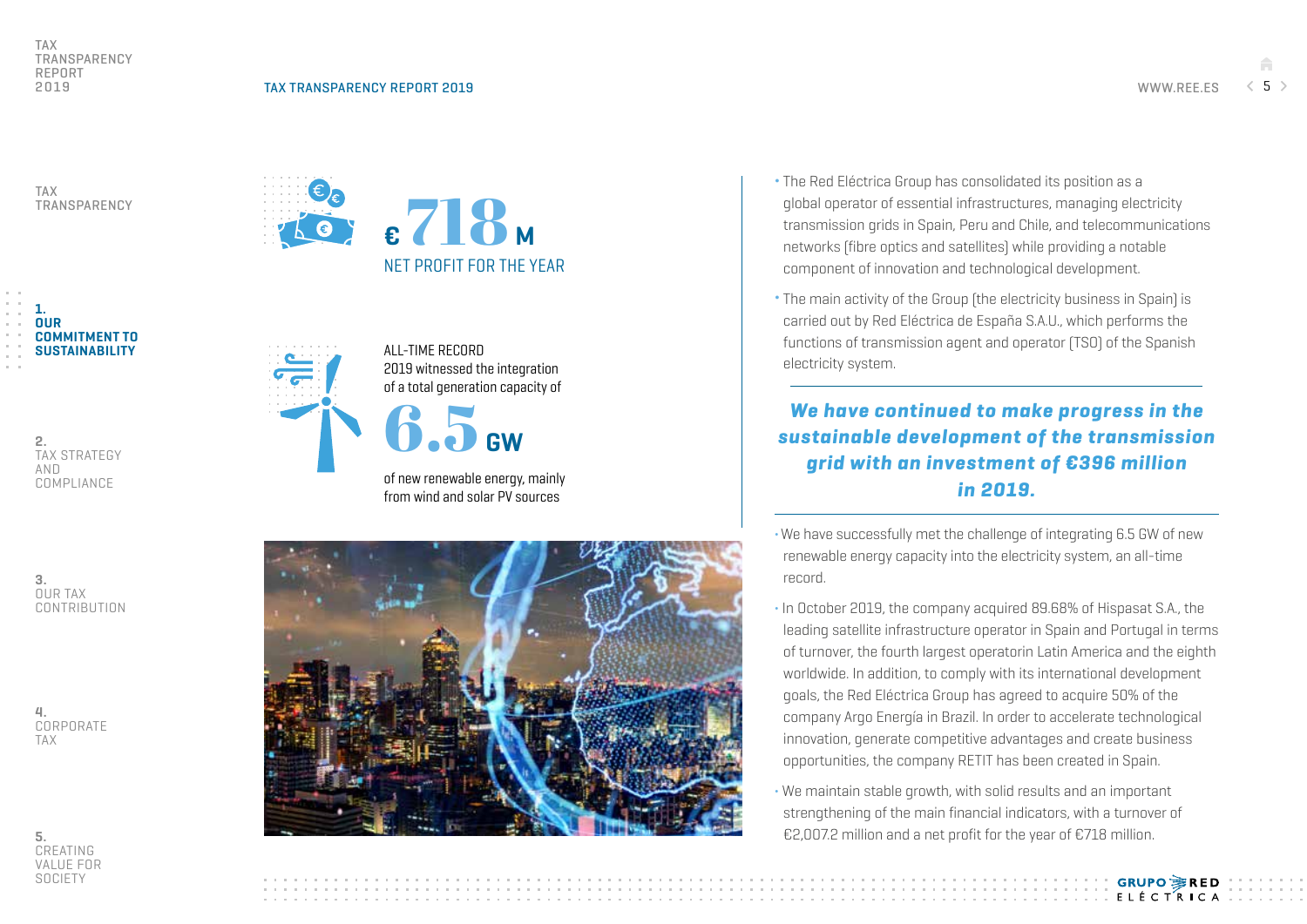**€718 M**

NET PROFIT FOR THE YEAR

ALL-TIME RECORD
2019 witnessed the integration of a total generation capacity of

**6.5 GW**

of new renewable energy, mainly from wind and solar PV sources

- The Red Eléctrica Group has consolidated its position as a global operator of essential infrastructures, managing electricity transmission grids in Spain, Peru and Chile, and telecommunications networks (fibre optics and satellites) while providing a notable component of innovation and technological development.
- The main activity of the Group (the electricity business in Spain) is carried out by Red Eléctrica de España S.A.U., which performs the functions of transmission agent and operator (TSO) of the Spanish electricity system.

***We have continued to make progress in the sustainable development of the transmission grid with an investment of €396 million in 2019.***

- We have successfully met the challenge of integrating 6.5 GW of new renewable energy capacity into the electricity system, an all-time record.
- In October 2019, the company acquired 89.68% of Hispasat S.A., the leading satellite infrastructure operator in Spain and Portugal in terms of turnover, the fourth largest operatorin Latin America and the eighth worldwide. In addition, to comply with its international development goals, the Red Eléctrica Group has agreed to acquire 50% of the company Argo Energía in Brazil. In order to accelerate technological innovation, generate competitive advantages and create business opportunities, the company RETIT has been created in Spain.
- We maintain stable growth, with solid results and an important strengthening of the main financial indicators, with a turnover of €2,007.2 million and a net profit for the year of €718 million.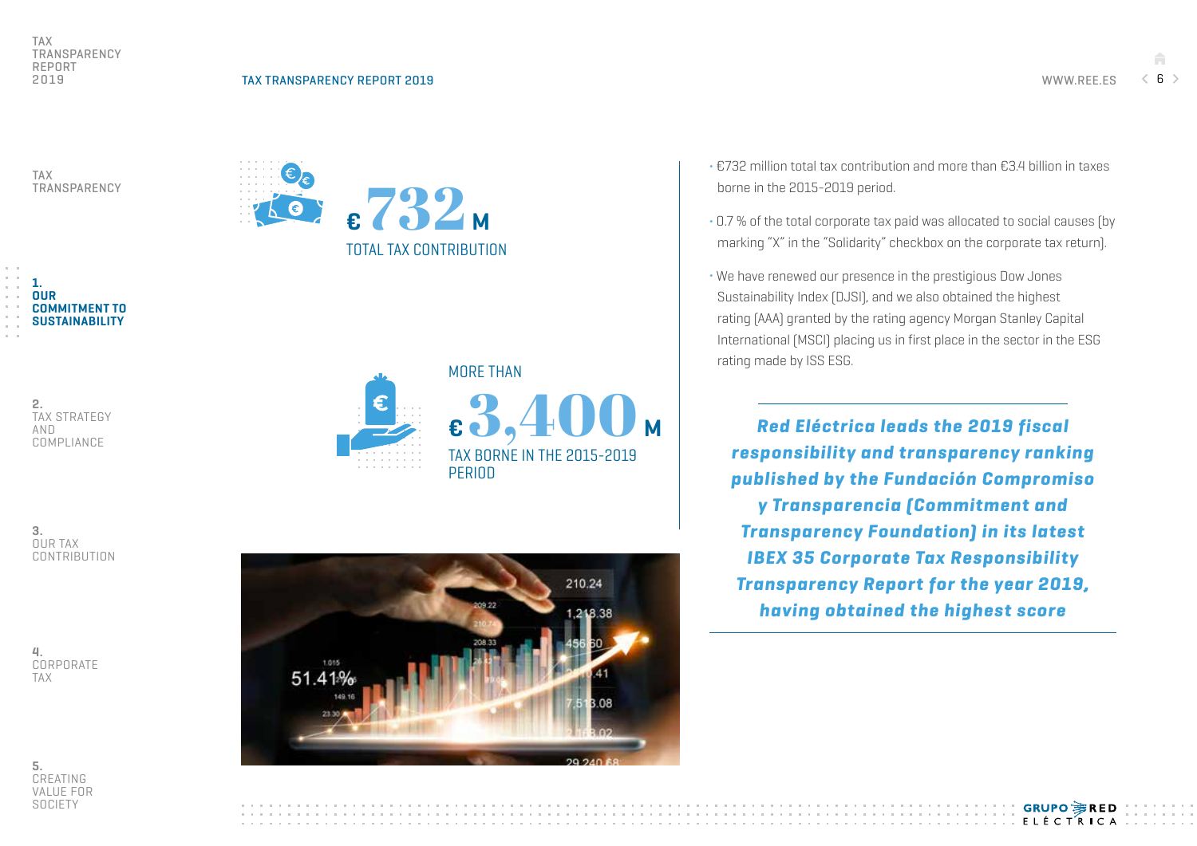€ 732 M

TOTAL TAX CONTRIBUTION

MORE THAN

€ 3,400 M

TAX BORNE IN THE 2015-2019 PERIOD

- €732 million total tax contribution and more than €3.4 billion in taxes borne in the 2015-2019 period.
- 0.7 % of the total corporate tax paid was allocated to social causes (by marking "X" in the "Solidarity" checkbox on the corporate tax return).
- We have renewed our presence in the prestigious Dow Jones Sustainability Index (DJSI), and we also obtained the highest rating (AAA) granted by the rating agency Morgan Stanley Capital International (MSCI) placing us in first place in the sector in the ESG rating made by ISS ESG.

***Red Eléctrica leads the 2019 fiscal responsibility and transparency ranking published by the Fundación Compromiso y Transparencia (Commitment and Transparency Foundation) in its latest IBEX 35 Corporate Tax Responsibility Transparency Report for the year 2019, having obtained the highest score***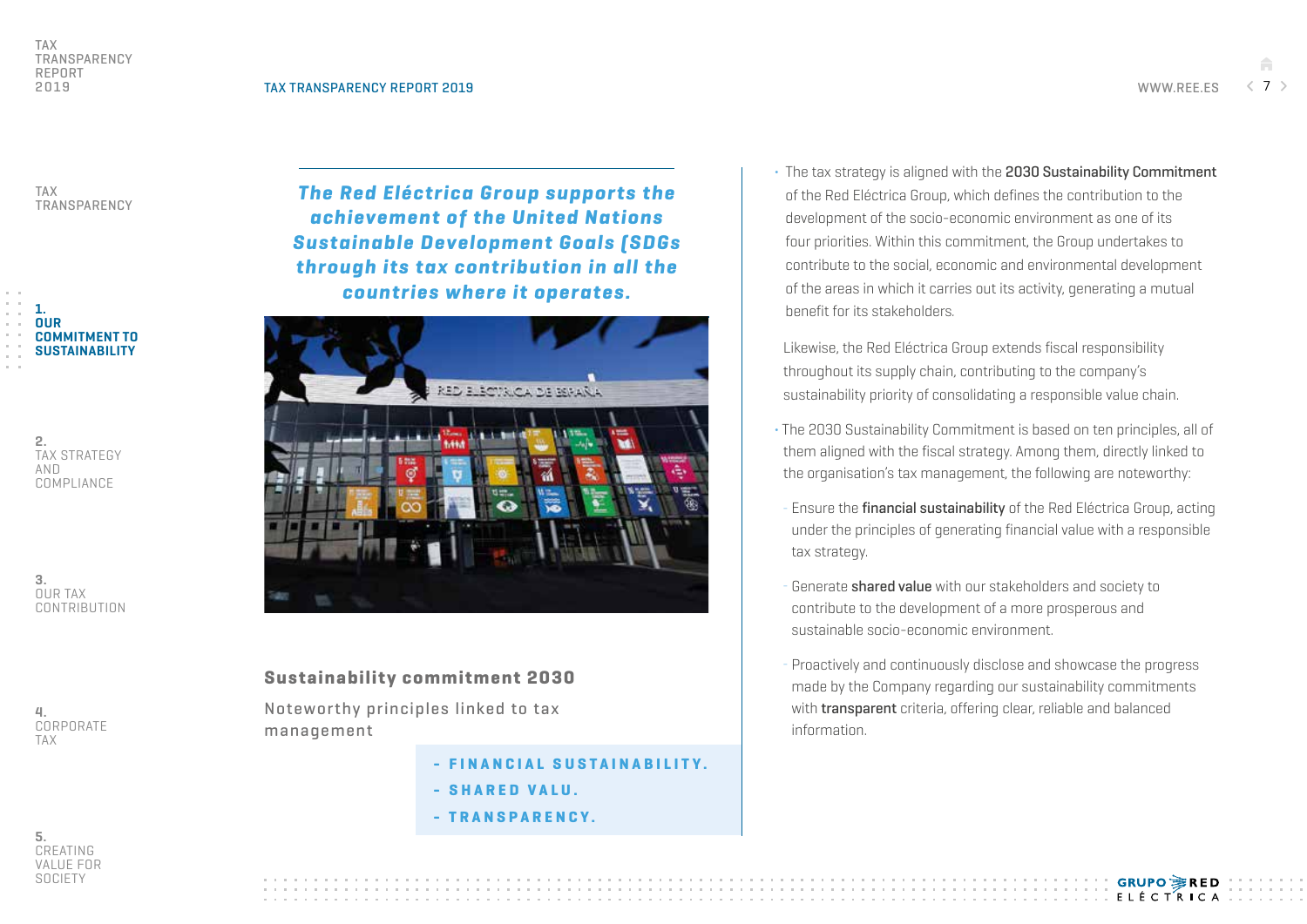*The Red Eléctrica Group supports the achievement of the United Nations Sustainable Development Goals (SDGs through its tax contribution in all the countries where it operates.*

## Sustainability commitment 2030

Noteworthy principles linked to tax management

- **FINANCIAL SUSTAINABILITY.**
- **SHARED VALU.**
- **TRANSPARENCY.**

- The tax strategy is aligned with the **2030 Sustainability Commitment** of the Red Eléctrica Group, which defines the contribution to the development of the socio-economic environment as one of its four priorities. Within this commitment, the Group undertakes to contribute to the social, economic and environmental development of the areas in which it carries out its activity, generating a mutual benefit for its stakeholders.

  Likewise, the Red Eléctrica Group extends fiscal responsibility throughout its supply chain, contributing to the company's sustainability priority of consolidating a responsible value chain.

- The 2030 Sustainability Commitment is based on ten principles, all of them aligned with the fiscal strategy. Among them, directly linked to the organisation's tax management, the following are noteworthy:

  - Ensure the **financial sustainability** of the Red Eléctrica Group, acting under the principles of generating financial value with a responsible tax strategy.
  - Generate **shared value** with our stakeholders and society to contribute to the development of a more prosperous and sustainable socio-economic environment.
  - Proactively and continuously disclose and showcase the progress made by the Company regarding our sustainability commitments with **transparent** criteria, offering clear, reliable and balanced information.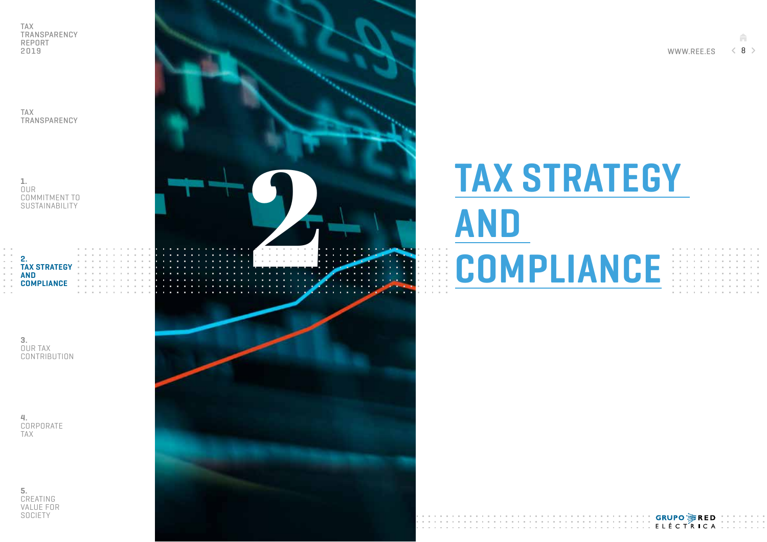# 2

# TAX STRATEGY AND COMPLIANCE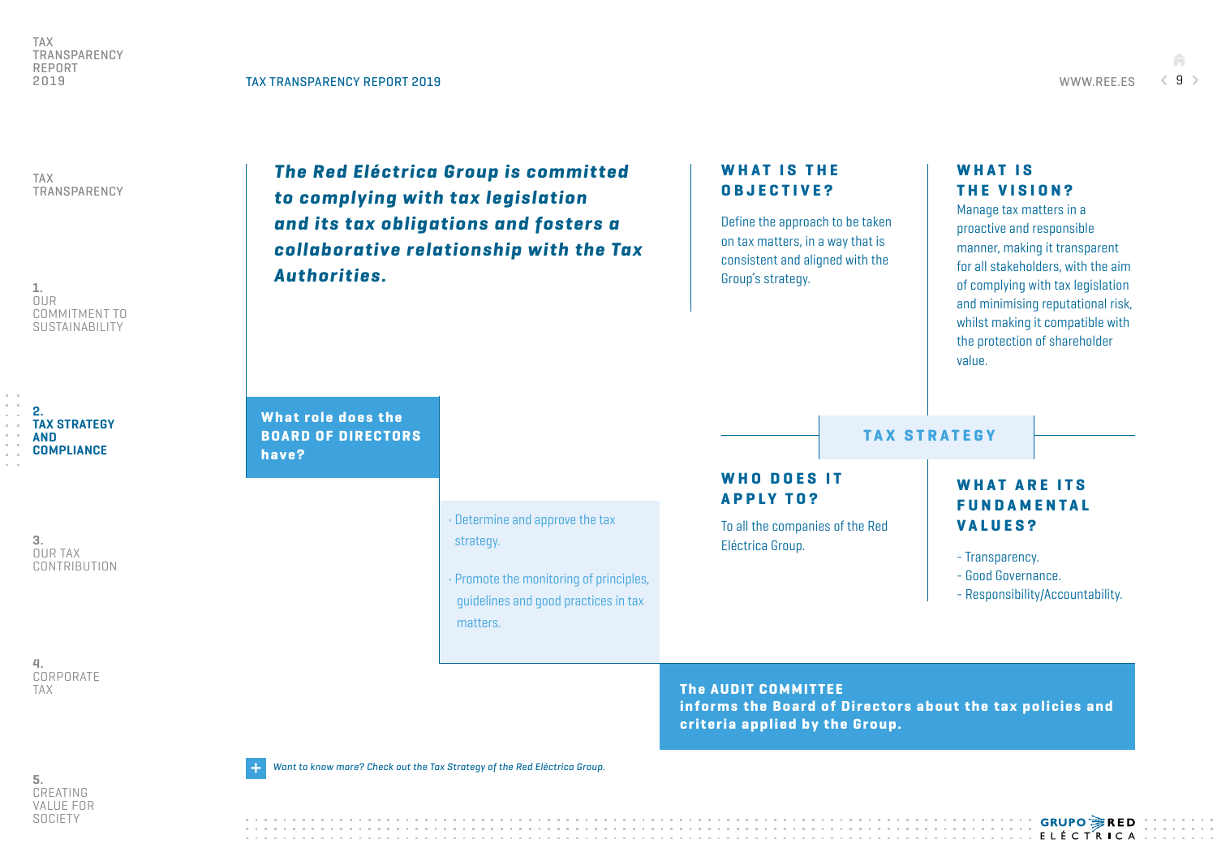***The Red Eléctrica Group is committed to complying with tax legislation and its tax obligations and fosters a collaborative relationship with the Tax Authorities.***

## TAX STRATEGY

### WHAT IS THE OBJECTIVE?

Define the approach to be taken on tax matters, in a way that is consistent and aligned with the Group's strategy.

### WHAT IS THE VISION?

Manage tax matters in a proactive and responsible manner, making it transparent for all stakeholders, with the aim of complying with tax legislation and minimising reputational risk, whilst making it compatible with the protection of shareholder value.

### WHO DOES IT APPLY TO?

To all the companies of the Red Eléctrica Group.

### WHAT ARE ITS FUNDAMENTAL VALUES?

- Transparency.
- Good Governance.
- Responsibility/Accountability.

### What role does the BOARD OF DIRECTORS have?

- Determine and approve the tax strategy.
- Promote the monitoring of principles, guidelines and good practices in tax matters.

**The AUDIT COMMITTEE informs the Board of Directors about the tax policies and criteria applied by the Group.**

*Want to know more? Check out the Tax Strategy of the Red Eléctrica Group.*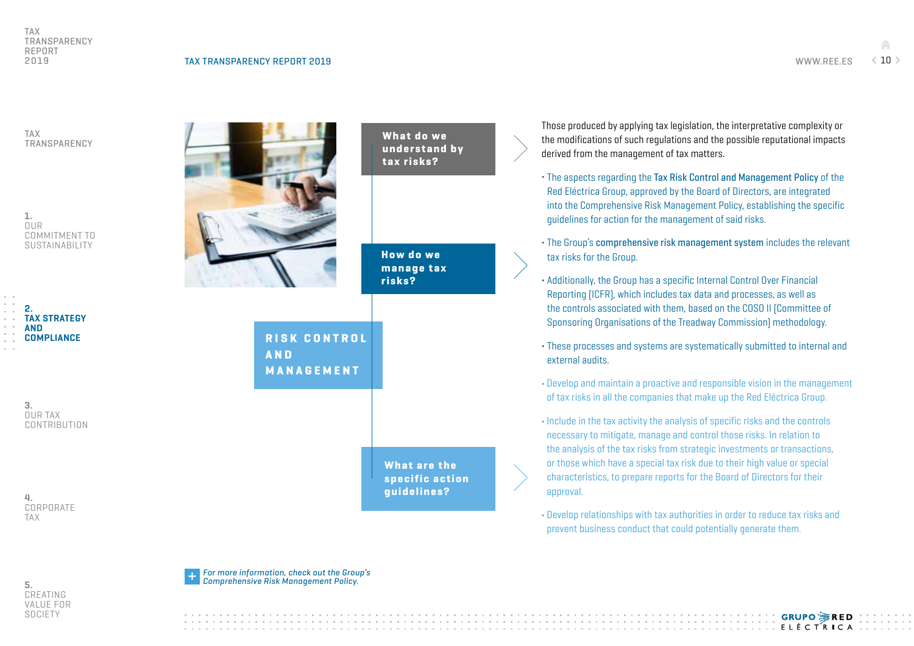## RISK CONTROL AND MANAGEMENT

### What do we understand by tax risks?

Those produced by applying tax legislation, the interpretative complexity or the modifications of such regulations and the possible reputational impacts derived from the management of tax matters.

### How do we manage tax risks?

- The aspects regarding the Tax Risk Control and Management Policy of the Red Eléctrica Group, approved by the Board of Directors, are integrated into the Comprehensive Risk Management Policy, establishing the specific guidelines for action for the management of said risks.
- The Group's comprehensive risk management system includes the relevant tax risks for the Group.
- Additionally, the Group has a specific Internal Control Over Financial Reporting (ICFR), which includes tax data and processes, as well as the controls associated with them, based on the COSO II (Committee of Sponsoring Organisations of the Treadway Commission) methodology.
- These processes and systems are systematically submitted to internal and external audits.

### What are the specific action guidelines?

- Develop and maintain a proactive and responsible vision in the management of tax risks in all the companies that make up the Red Eléctrica Group.
- Include in the tax activity the analysis of specific risks and the controls necessary to mitigate, manage and control those risks. In relation to the analysis of the tax risks from strategic investments or transactions, or those which have a special tax risk due to their high value or special characteristics, to prepare reports for the Board of Directors for their approval.
- Develop relationships with tax authorities in order to reduce tax risks and prevent business conduct that could potentially generate them.

*For more information, check out the Group's Comprehensive Risk Management Policy.*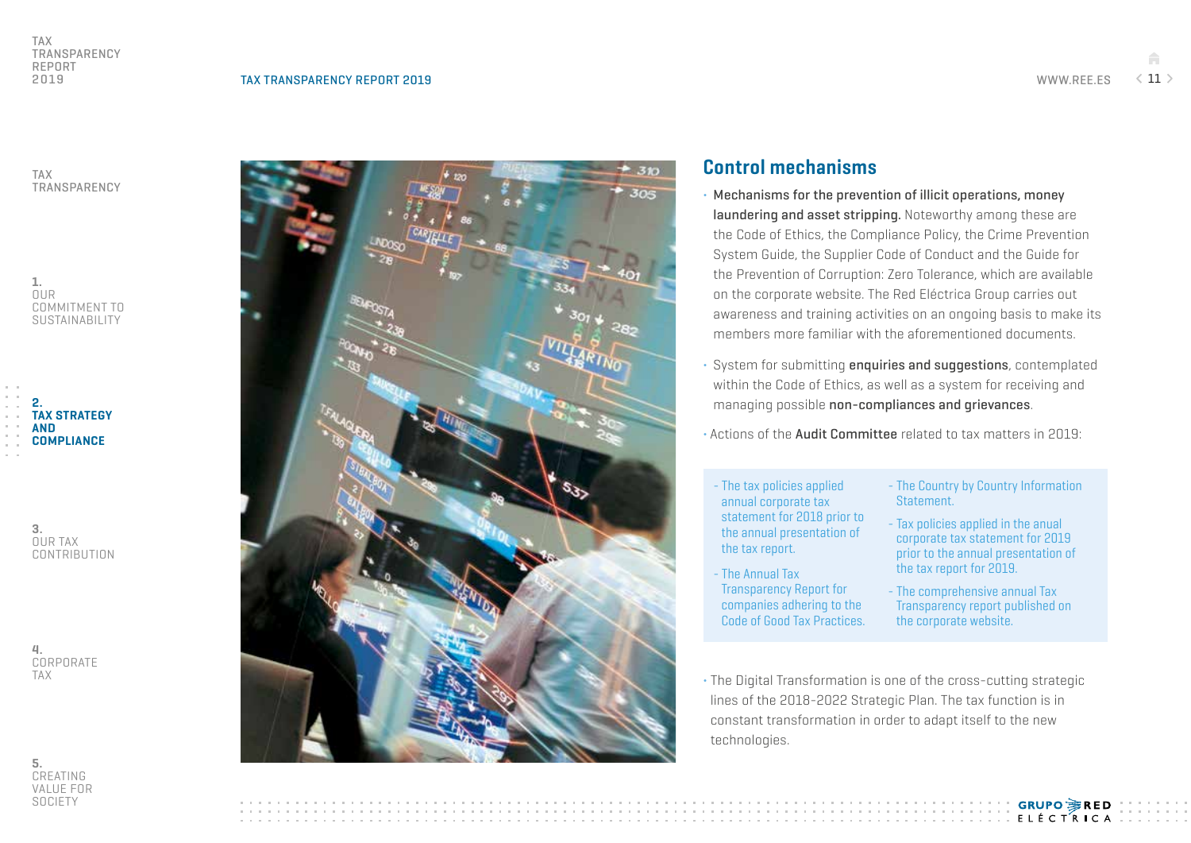## Control mechanisms

- **Mechanisms for the prevention of illicit operations, money laundering and asset stripping.** Noteworthy among these are the Code of Ethics, the Compliance Policy, the Crime Prevention System Guide, the Supplier Code of Conduct and the Guide for the Prevention of Corruption: Zero Tolerance, which are available on the corporate website. The Red Eléctrica Group carries out awareness and training activities on an ongoing basis to make its members more familiar with the aforementioned documents.
- System for submitting **enquiries and suggestions**, contemplated within the Code of Ethics, as well as a system for receiving and managing possible **non-compliances and grievances**.
- Actions of the **Audit Committee** related to tax matters in 2019:

  - The tax policies applied annual corporate tax statement for 2018 prior to the annual presentation of the tax report.
  - The Annual Tax Transparency Report for companies adhering to the Code of Good Tax Practices.
  - The Country by Country Information Statement.
  - Tax policies applied in the annual corporate tax statement for 2019 prior to the annual presentation of the tax report for 2019.
  - The comprehensive annual Tax Transparency report published on the corporate website.

- The Digital Transformation is one of the cross-cutting strategic lines of the 2018-2022 Strategic Plan. The tax function is in constant transformation in order to adapt itself to the new technologies.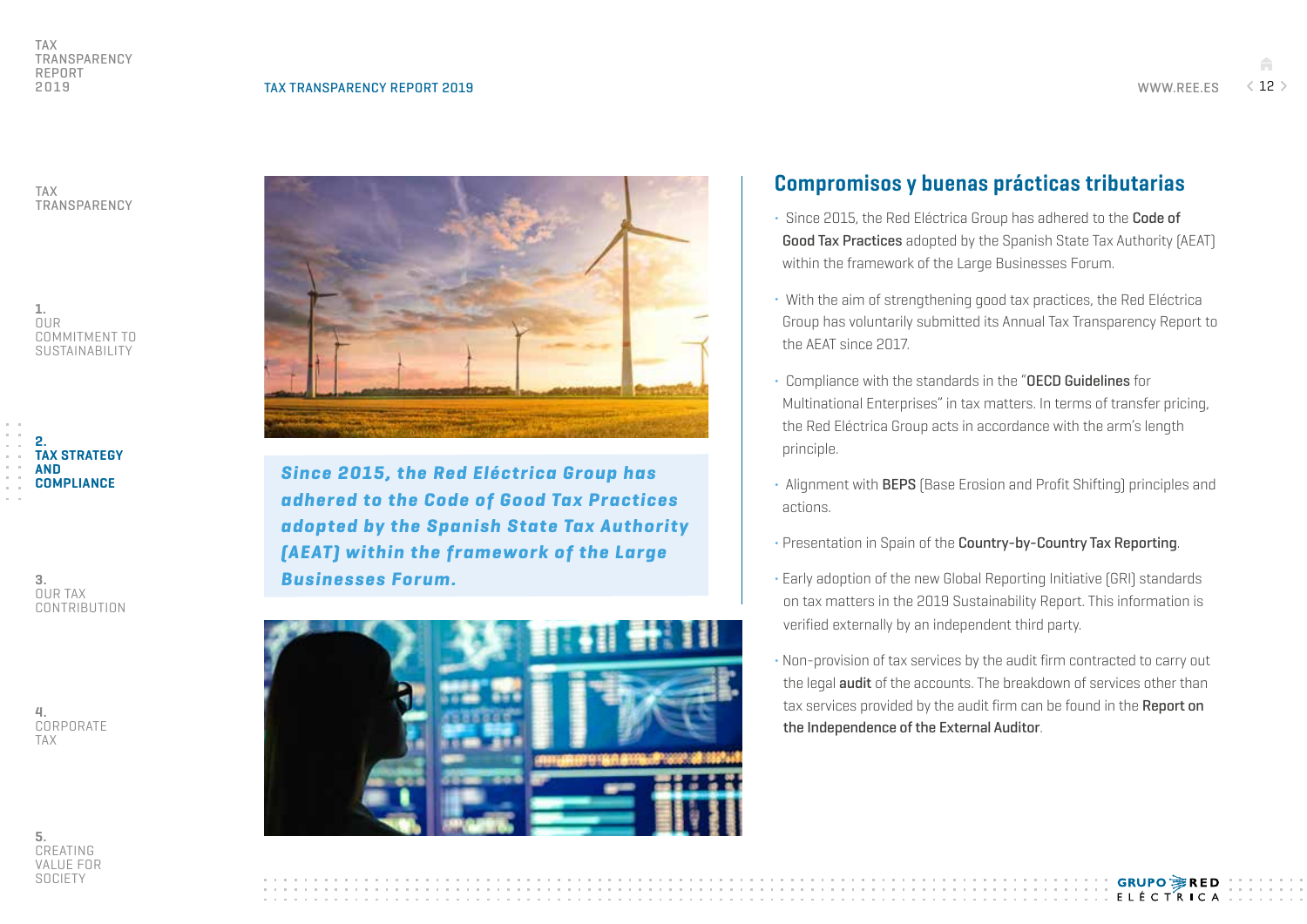*Since 2015, the Red Eléctrica Group has adhered to the Code of Good Tax Practices adopted by the Spanish State Tax Authority (AEAT) within the framework of the Large Businesses Forum.*

## Compromisos y buenas prácticas tributarias

- Since 2015, the Red Eléctrica Group has adhered to the **Code of Good Tax Practices** adopted by the Spanish State Tax Authority (AEAT) within the framework of the Large Businesses Forum.
- With the aim of strengthening good tax practices, the Red Eléctrica Group has voluntarily submitted its Annual Tax Transparency Report to the AEAT since 2017.
- Compliance with the standards in the "**OECD Guidelines** for Multinational Enterprises" in tax matters. In terms of transfer pricing, the Red Eléctrica Group acts in accordance with the arm's length principle.
- Alignment with **BEPS** (Base Erosion and Profit Shifting) principles and actions.
- Presentation in Spain of the **Country-by-Country Tax Reporting**.
- Early adoption of the new Global Reporting Initiative (GRI) standards on tax matters in the 2019 Sustainability Report. This information is verified externally by an independent third party.
- Non-provision of tax services by the audit firm contracted to carry out the legal **audit** of the accounts. The breakdown of services other than tax services provided by the audit firm can be found in the **Report on the Independence of the External Auditor**.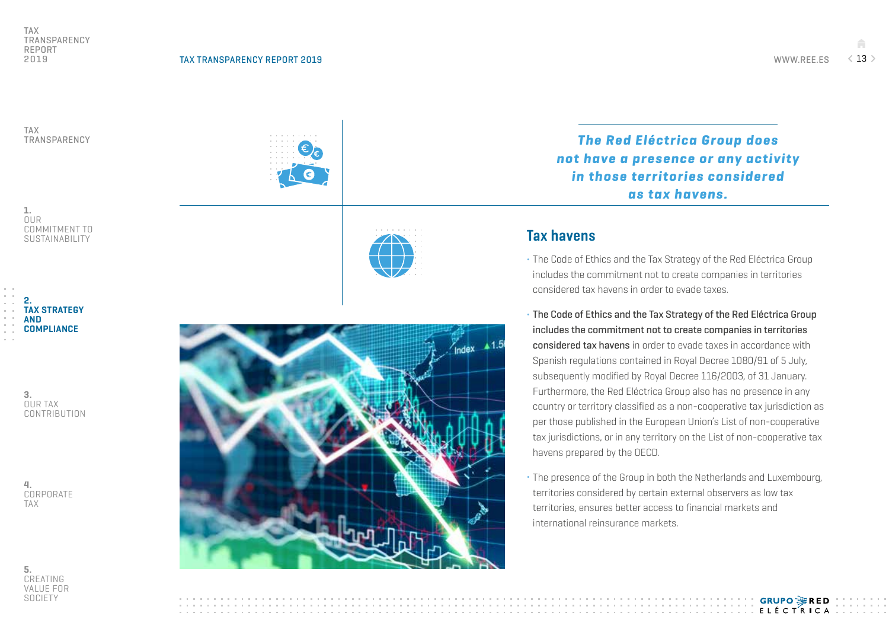***The Red Eléctrica Group does not have a presence or any activity in those territories considered as tax havens.***

## Tax havens

- The Code of Ethics and the Tax Strategy of the Red Eléctrica Group includes the commitment not to create companies in territories considered tax havens in order to evade taxes.
- **The Code of Ethics and the Tax Strategy of the Red Eléctrica Group includes the commitment not to create companies in territories considered tax havens** in order to evade taxes in accordance with Spanish regulations contained in Royal Decree 1080/91 of 5 July, subsequently modified by Royal Decree 116/2003, of 31 January. Furthermore, the Red Eléctrica Group also has no presence in any country or territory classified as a non-cooperative tax jurisdiction as per those published in the European Union's List of non-cooperative tax jurisdictions, or in any territory on the List of non-cooperative tax havens prepared by the OECD.
- The presence of the Group in both the Netherlands and Luxembourg, territories considered by certain external observers as low tax territories, ensures better access to financial markets and international reinsurance markets.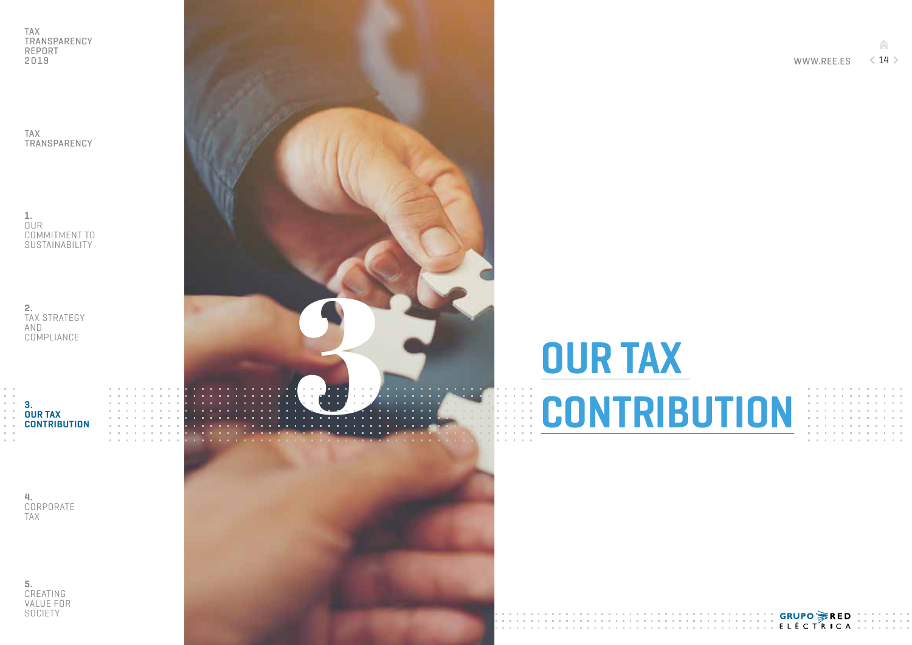# 3 OUR TAX CONTRIBUTION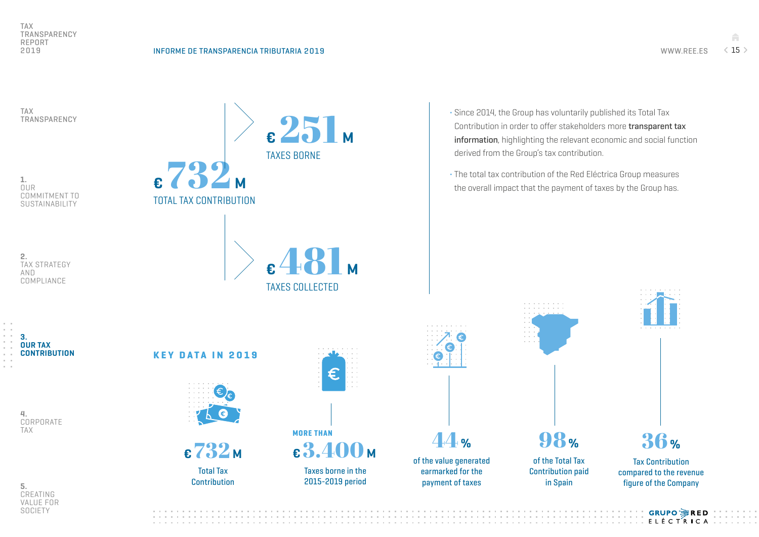**€ 732 M**
TOTAL TAX CONTRIBUTION

**€ 251 M**
TAXES BORNE

**€ 481 M**
TAXES COLLECTED

- Since 2014, the Group has voluntarily published its Total Tax Contribution in order to offer stakeholders more **transparent tax information**, highlighting the relevant economic and social function derived from the Group's tax contribution.
- The total tax contribution of the Red Eléctrica Group measures the overall impact that the payment of taxes by the Group has.

## KEY DATA IN 2019

**€732 M**
Total Tax Contribution

MORE THAN
**€3.400 M**
Taxes borne in the 2015-2019 period

**44 %**
of the value generated earmarked for the payment of taxes

**98 %**
of the Total Tax Contribution paid in Spain

**36 %**
Tax Contribution compared to the revenue figure of the Company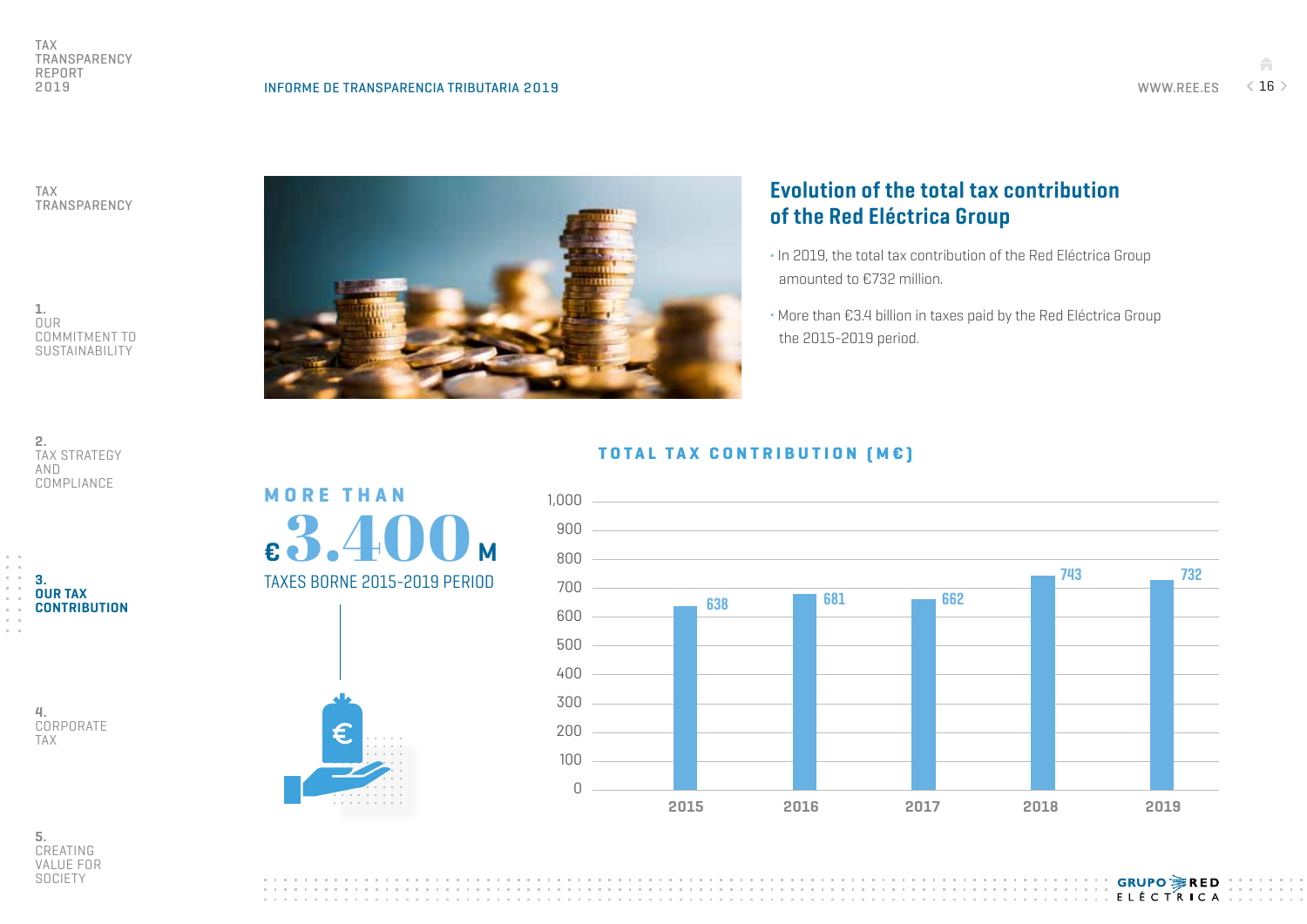## Evolution of the total tax contribution of the Red Eléctrica Group

- In 2019, the total tax contribution of the Red Eléctrica Group amounted to €732 million.
- More than €3.4 billion in taxes paid by the Red Eléctrica Group the 2015-2019 period.

**MORE THAN**

**€3.400 M**

TAXES BORNE 2015-2019 PERIOD

**TOTAL TAX CONTRIBUTION (M€)**

| Year | Total tax contribution (M€) |
|---|---|
| 2015 | 638 |
| 2016 | 681 |
| 2017 | 662 |
| 2018 | 743 |
| 2019 | 732 |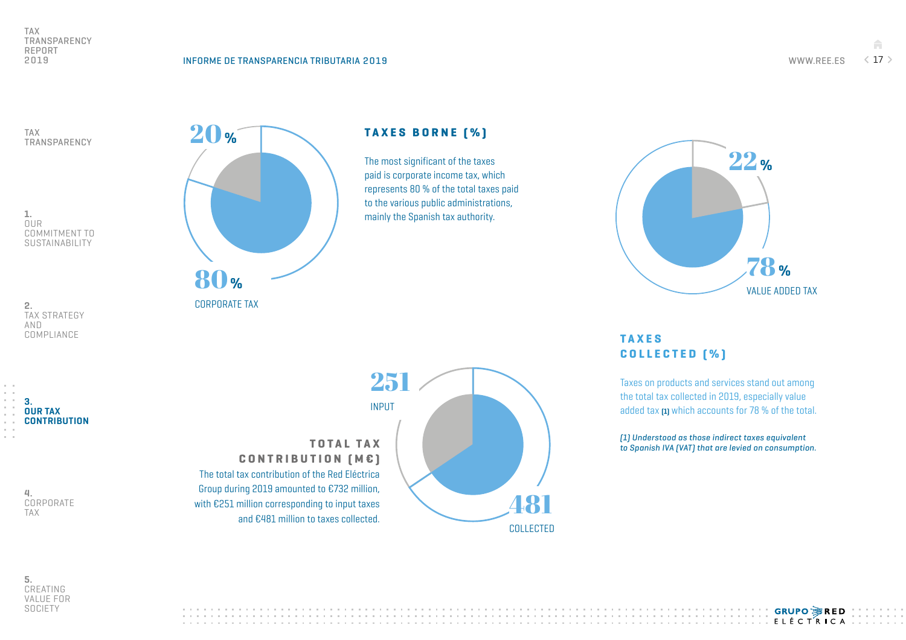## TAXES BORNE (%)

20 %

80 %

CORPORATE TAX

The most significant of the taxes paid is corporate income tax, which represents 80 % of the total taxes paid to the various public administrations, mainly the Spanish tax authority.

22 %

78 %

VALUE ADDED TAX

## TAXES COLLECTED (%)

Taxes on products and services stand out among the total tax collected in 2019, especially value added tax [1] which accounts for 78 % of the total.

*[1] Understood as those indirect taxes equivalent to Spanish IVA (VAT) that are levied on consumption.*

## TOTAL TAX CONTRIBUTION (M€)

The total tax contribution of the Red Eléctrica Group during 2019 amounted to €732 million, with €251 million corresponding to input taxes and €481 million to taxes collected.

251

INPUT

481

COLLECTED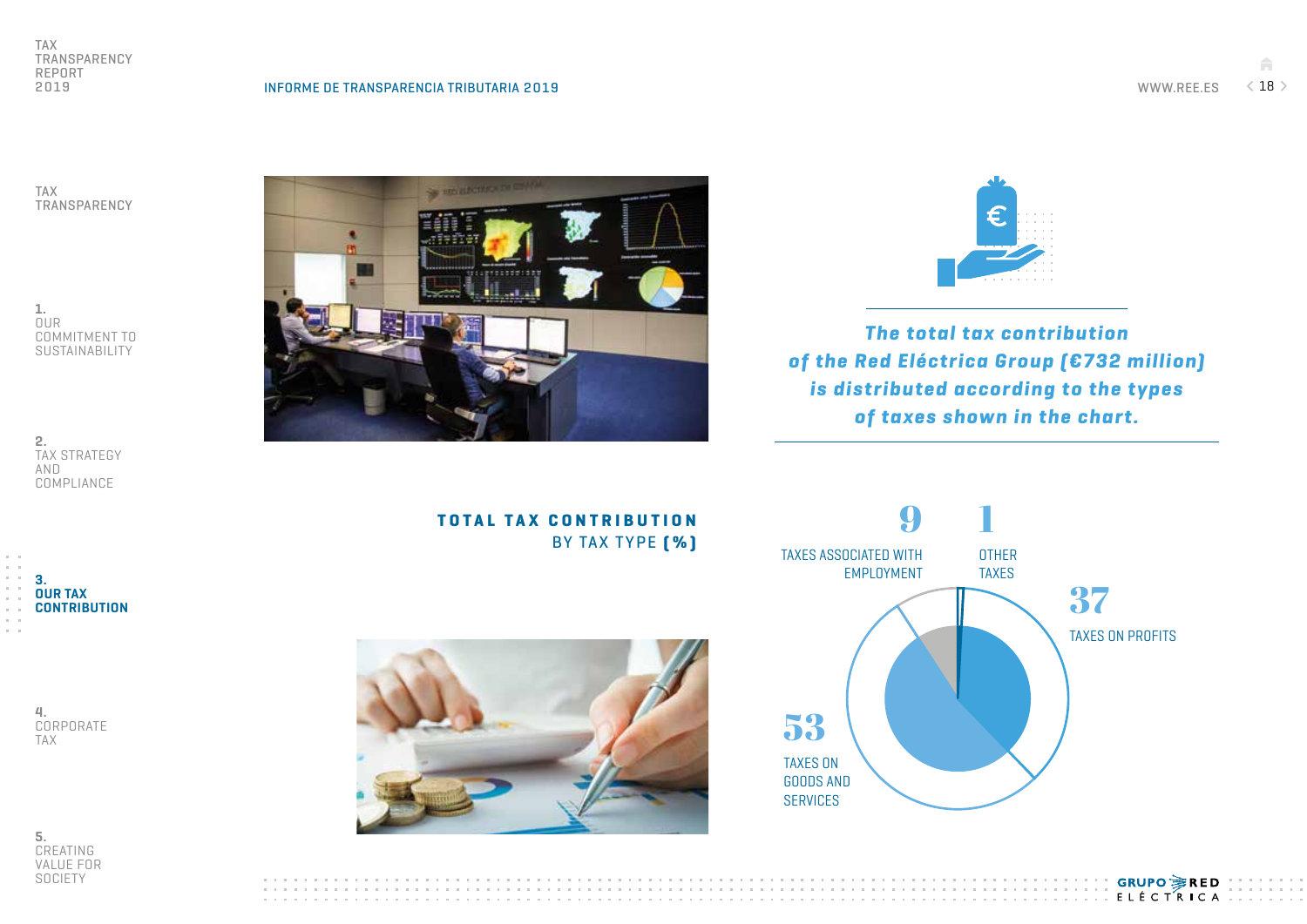*The total tax contribution of the Red Eléctrica Group (€732 million) is distributed according to the types of taxes shown in the chart.*

## TOTAL TAX CONTRIBUTION BY TAX TYPE (%)

| Tax type | % |
|---|---|
| Taxes associated with employment | 9 |
| Other taxes | 1 |
| Taxes on profits | 37 |
| Taxes on goods and services | 53 |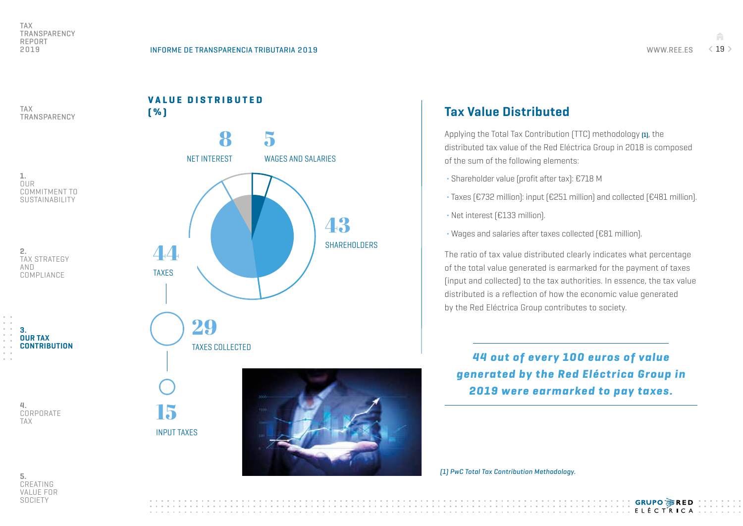## VALUE DISTRIBUTED (%)

8 NET INTEREST

5 WAGES AND SALARIES

43 SHAREHOLDERS

44 TAXES

29 TAXES COLLECTED

15 INPUT TAXES

## Tax Value Distributed

Applying the Total Tax Contribution (TTC) methodology (1), the distributed tax value of the Red Eléctrica Group in 2018 is composed of the sum of the following elements:

- Shareholder value (profit after tax): €718 M
- Taxes (€732 million): input (€251 million) and collected (€481 million).
- Net interest (€133 million).
- Wages and salaries after taxes collected (€81 million).

The ratio of tax value distributed clearly indicates what percentage of the total value generated is earmarked for the payment of taxes (input and collected) to the tax authorities. In essence, the tax value distributed is a reflection of how the economic value generated by the Red Eléctrica Group contributes to society.

***44 out of every 100 euros of value generated by the Red Eléctrica Group in 2019 were earmarked to pay taxes.***

*(1) PwC Total Tax Contribution Methodology.*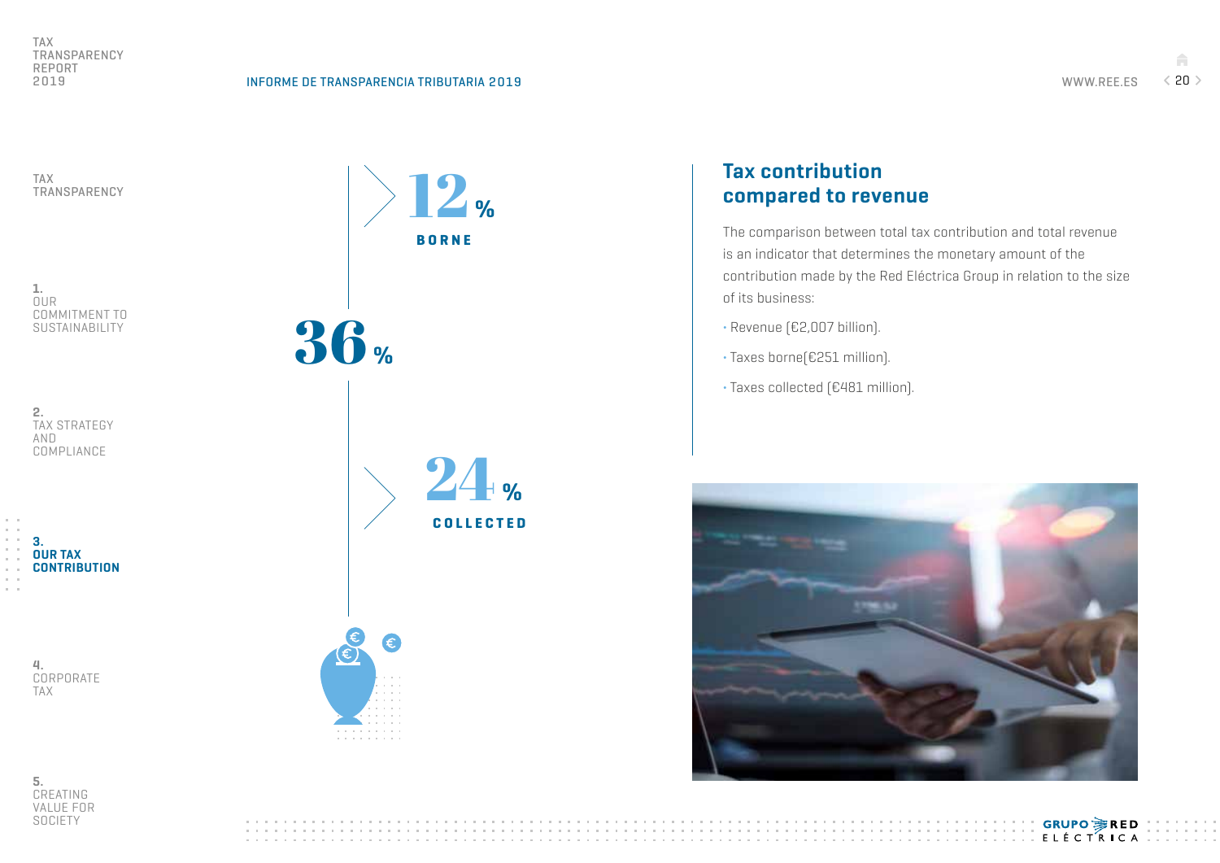36%

12% BORNE

24% COLLECTED

## Tax contribution compared to revenue

The comparison between total tax contribution and total revenue is an indicator that determines the monetary amount of the contribution made by the Red Eléctrica Group in relation to the size of its business:

- Revenue (€2,007 billion).
- Taxes borne(€251 million).
- Taxes collected (€481 million).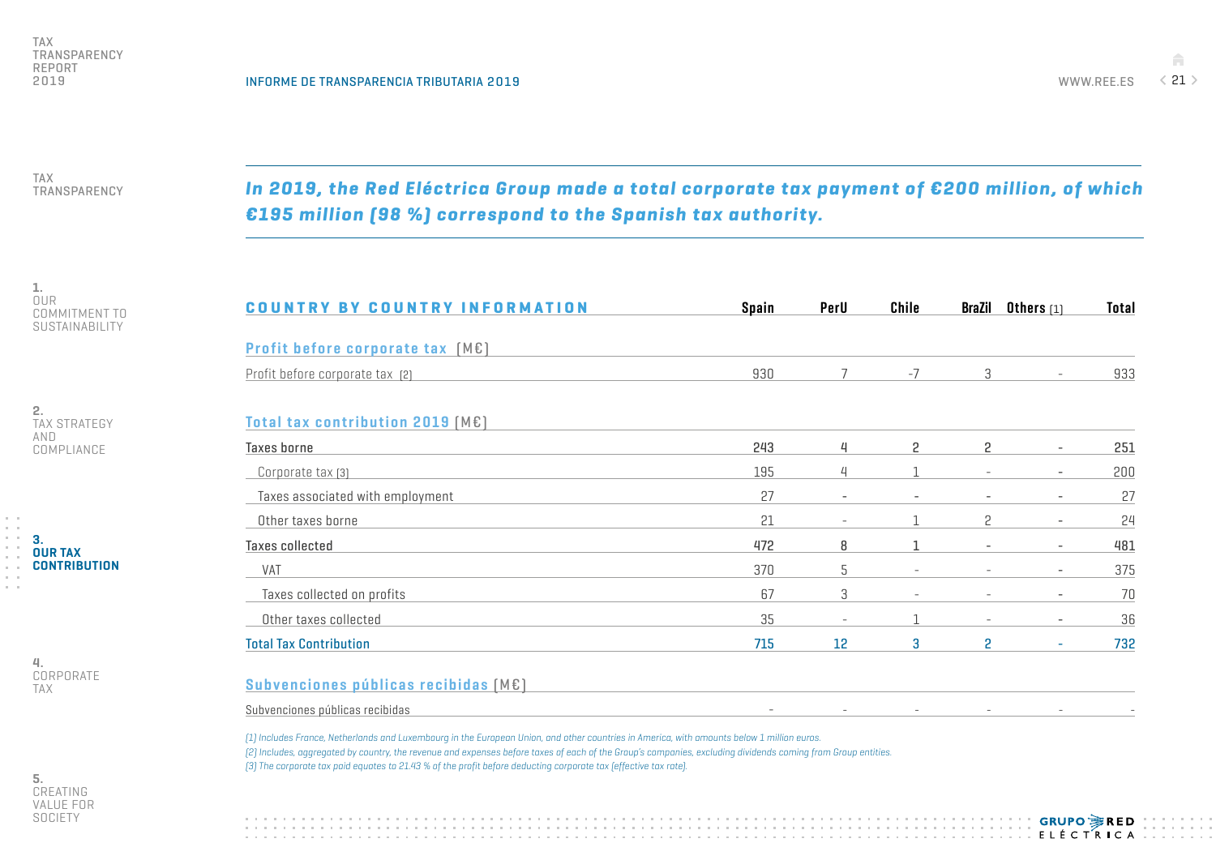*In 2019, the Red Eléctrica Group made a total corporate tax payment of €200 million, of which €195 million (98 %) correspond to the Spanish tax authority.*

| COUNTRY BY COUNTRY INFORMATION | Spain | PerU | Chile | BraZil | Others [1] | Total |
|---|---|---|---|---|---|---|
| **Profit before corporate tax (M€)** | | | | | | |
| Profit before corporate tax [2] | 930 | 7 | -7 | 3 | - | 933 |
| **Total tax contribution 2019 (M€)** | | | | | | |
| Taxes borne | 243 | 4 | 2 | 2 | - | 251 |
| Corporate tax [3] | 195 | 4 | 1 | - | - | 200 |
| Taxes associated with employment | 27 | - | - | - | - | 27 |
| Other taxes borne | 21 | - | 1 | 2 | - | 24 |
| Taxes collected | 472 | 8 | 1 | - | - | 481 |
| VAT | 370 | 5 | - | - | - | 375 |
| Taxes collected on profits | 67 | 3 | - | - | - | 70 |
| Other taxes collected | 35 | - | 1 | - | - | 36 |
| **Total Tax Contribution** | **715** | **12** | **3** | **2** | **-** | **732** |
| **Subvenciones públicas recibidas (M€)** | | | | | | |
| Subvenciones públicas recibidas | - | - | - | - | - | - |

*[1] Includes France, Netherlands and Luxembourg in the European Union, and other countries in America, with amounts below 1 million euros.*

*[2] Includes, aggregated by country, the revenue and expenses before taxes of each of the Group's companies, excluding dividends coming from Group entities.*

*[3] The corporate tax paid equates to 21.43 % of the profit before deducting corporate tax (effective tax rate).*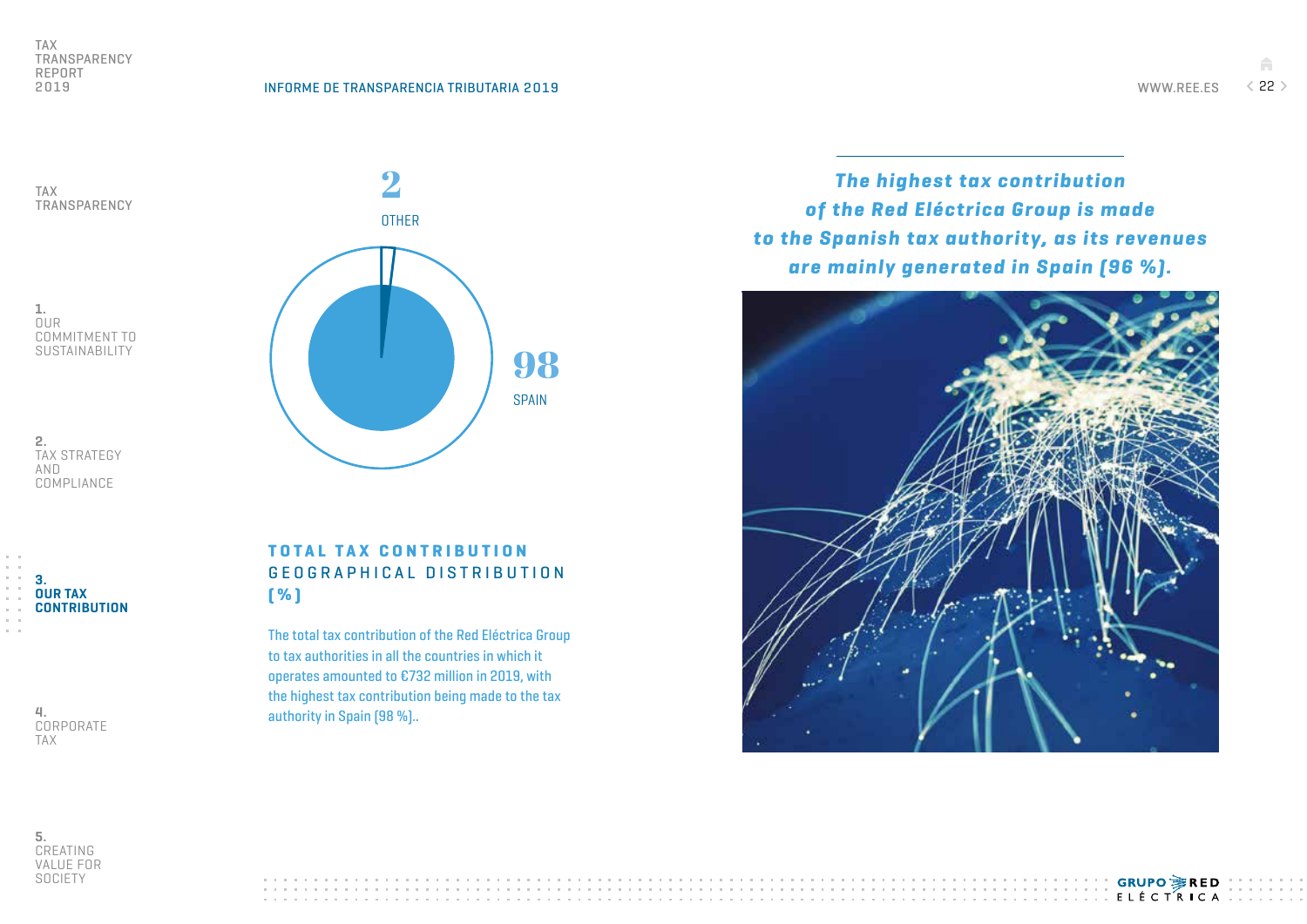2

OTHER

98

SPAIN

### TOTAL TAX CONTRIBUTION GEOGRAPHICAL DISTRIBUTION (%)

The total tax contribution of the Red Eléctrica Group to tax authorities in all the countries in which it operates amounted to €732 million in 2019, with the highest tax contribution being made to the tax authority in Spain (98 %)..

***The highest tax contribution of the Red Eléctrica Group is made to the Spanish tax authority, as its revenues are mainly generated in Spain (96 %).***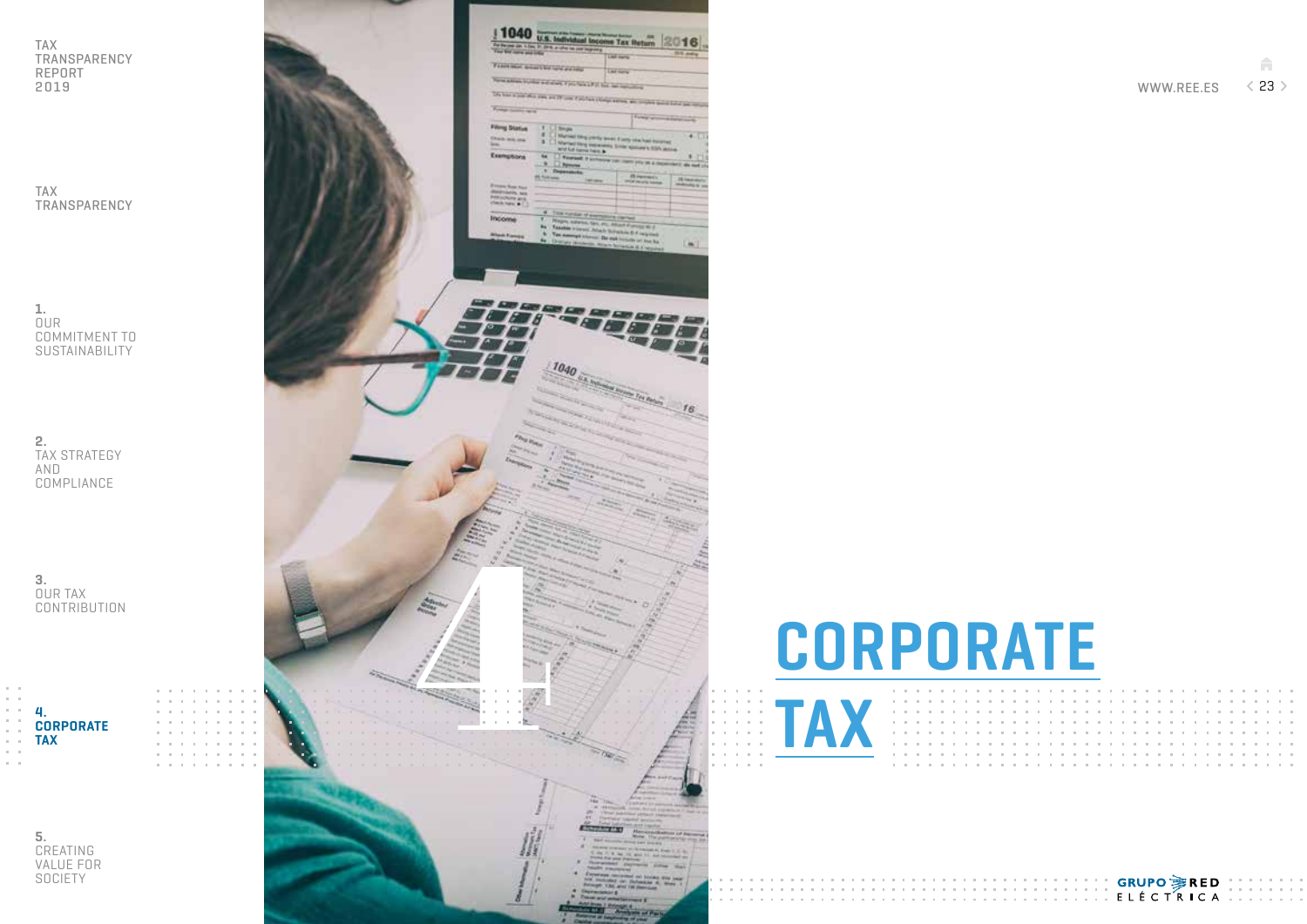# 4. CORPORATE TAX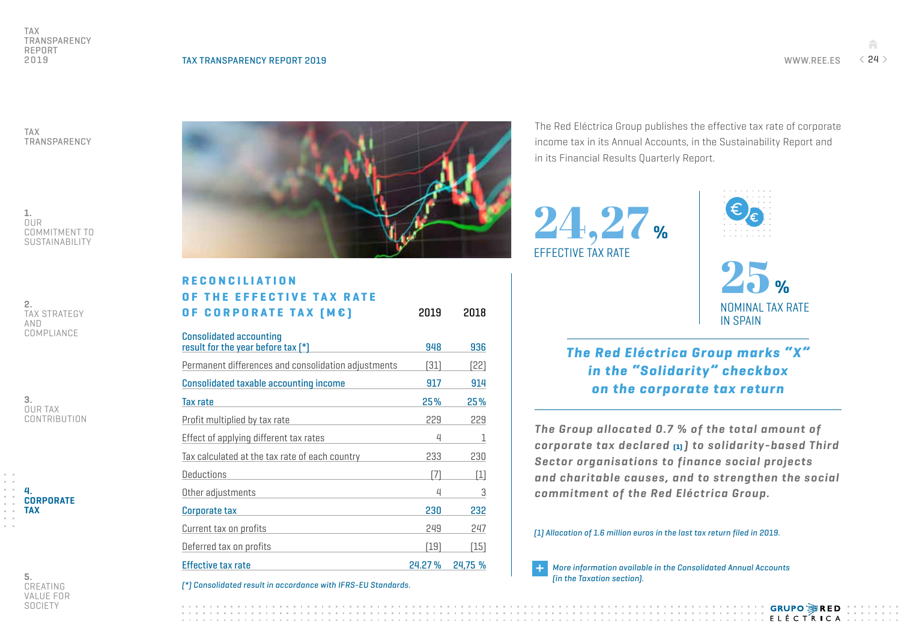## RECONCILIATION OF THE EFFECTIVE TAX RATE OF CORPORATE TAX (M€)

| | 2019 | 2018 |
|---|---|---|
| Consolidated accounting result for the year before tax (*) | 948 | 936 |
| Permanent differences and consolidation adjustments | (31) | (22) |
| Consolidated taxable accounting income | 917 | 914 |
| Tax rate | 25 % | 25 % |
| Profit multiplied by tax rate | 229 | 229 |
| Effect of applying different tax rates | 4 | 1 |
| Tax calculated at the tax rate of each country | 233 | 230 |
| Deductions | (7) | (1) |
| Other adjustments | 4 | 3 |
| Corporate tax | 230 | 232 |
| Current tax on profits | 249 | 247 |
| Deferred tax on profits | (19) | (15) |
| Effective tax rate | 24.27 % | 24,75 % |

*(\*) Consolidated result in accordance with IFRS-EU Standards.*

The Red Eléctrica Group publishes the effective tax rate of corporate income tax in its Annual Accounts, in the Sustainability Report and in its Financial Results Quarterly Report.

**24,27 %**
EFFECTIVE TAX RATE

**25 %**
NOMINAL TAX RATE IN SPAIN

***The Red Eléctrica Group marks "X" in the "Solidarity" checkbox on the corporate tax return***

***The Group allocated 0.7 % of the total amount of corporate tax declared [1] to solidarity-based Third Sector organisations to finance social projects and charitable causes, and to strengthen the social commitment of the Red Eléctrica Group.***

*[1] Allocation of 1.6 million euros in the last tax return filed in 2019.*

*More information available in the Consolidated Annual Accounts (in the Taxation section).*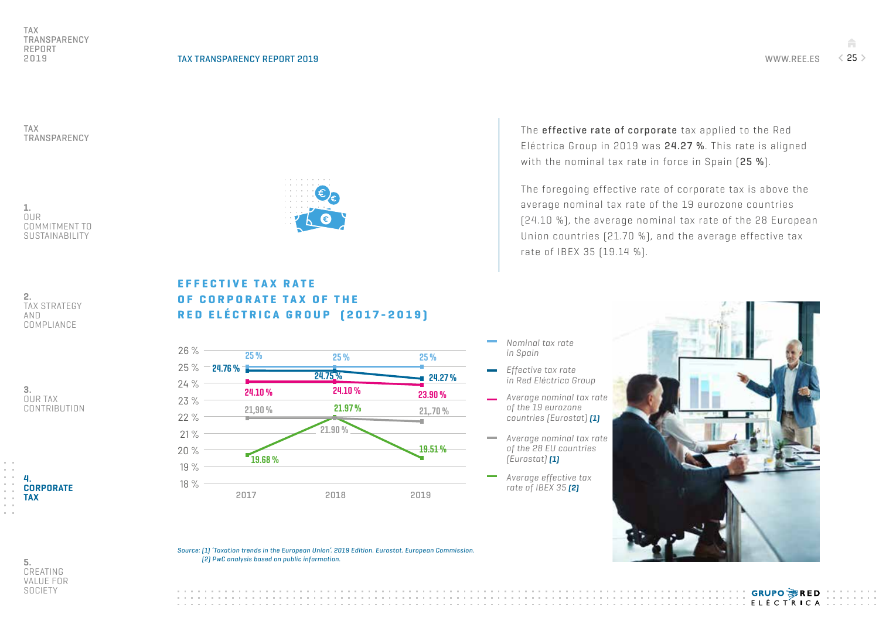The **effective rate of corporate** tax applied to the Red Eléctrica Group in 2019 was **24.27 %**. This rate is aligned with the nominal tax rate in force in Spain (**25 %**).

The foregoing effective rate of corporate tax is above the average nominal tax rate of the 19 eurozone countries (24.10 %), the average nominal tax rate of the 28 European Union countries (21.70 %), and the average effective tax rate of IBEX 35 (19.14 %).

## EFFECTIVE TAX RATE OF CORPORATE TAX OF THE RED ELÉCTRICA GROUP (2017-2019)

| | 2017 | 2018 | 2019 |
|---|---|---|---|
| Nominal tax rate in Spain | 25 % | 25 % | 25 % |
| Effective tax rate in Red Eléctrica Group | 24.76 % | 24.75 % | 24.27 % |
| Average nominal tax rate of the 19 eurozone countries (Eurostat) [1] | 24.10 % | 24.10 % | 23.90 % |
| Average nominal tax rate of the 28 EU countries (Eurostat) [1] | 21,90 % | 21.90 % | 21,.70 % |
| Average effective tax rate of IBEX 35 [2] | 19.68 % | 21.97 % | 19.51 % |

*Source: [1] 'Taxation trends in the European Union'. 2019 Edition. Eurostat. European Commission.*
*[2] PwC analysis based on public information.*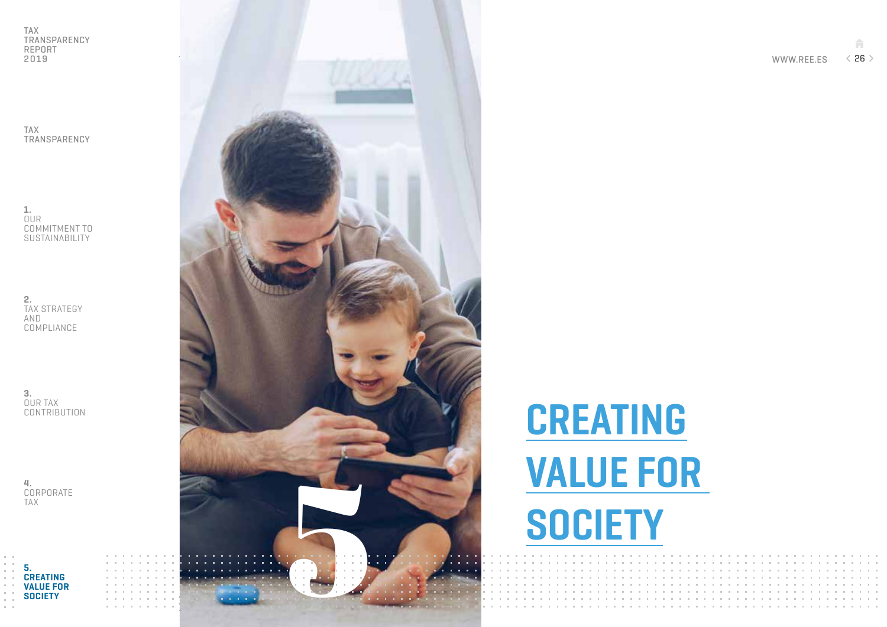# 5 CREATING VALUE FOR SOCIETY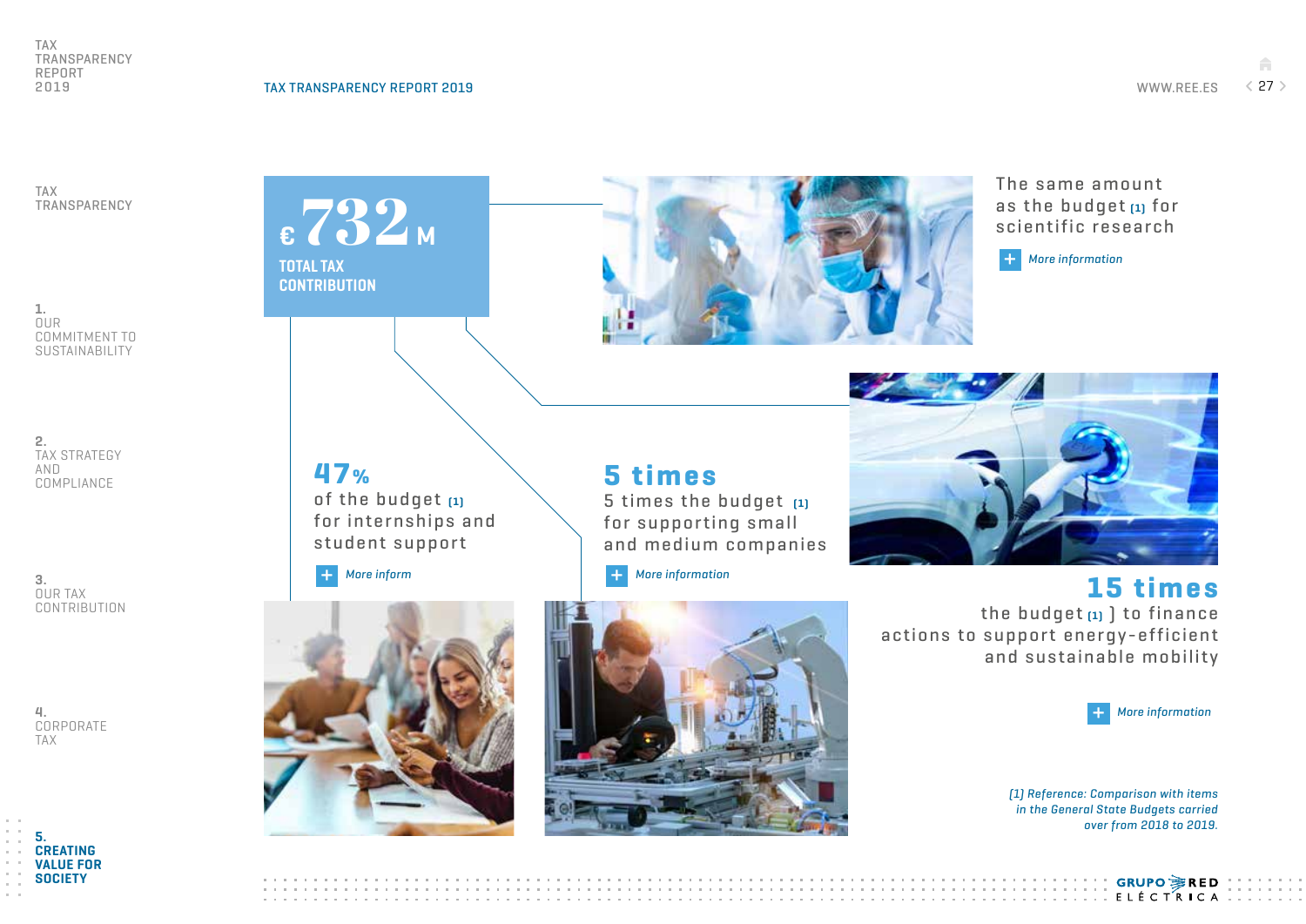# €732 M

**TOTAL TAX CONTRIBUTION**

The same amount as the budget [1] for scientific research

+ *More information*

**47%** of the budget [1] for internships and student support

+ *More inform*

**5 times**

5 times the budget [1] for supporting small and medium companies

+ *More information*

**15 times**

the budget [1] ) to finance actions to support energy-efficient and sustainable mobility

+ *More information*

*[1] Reference: Comparison with items in the General State Budgets carried over from 2018 to 2019.*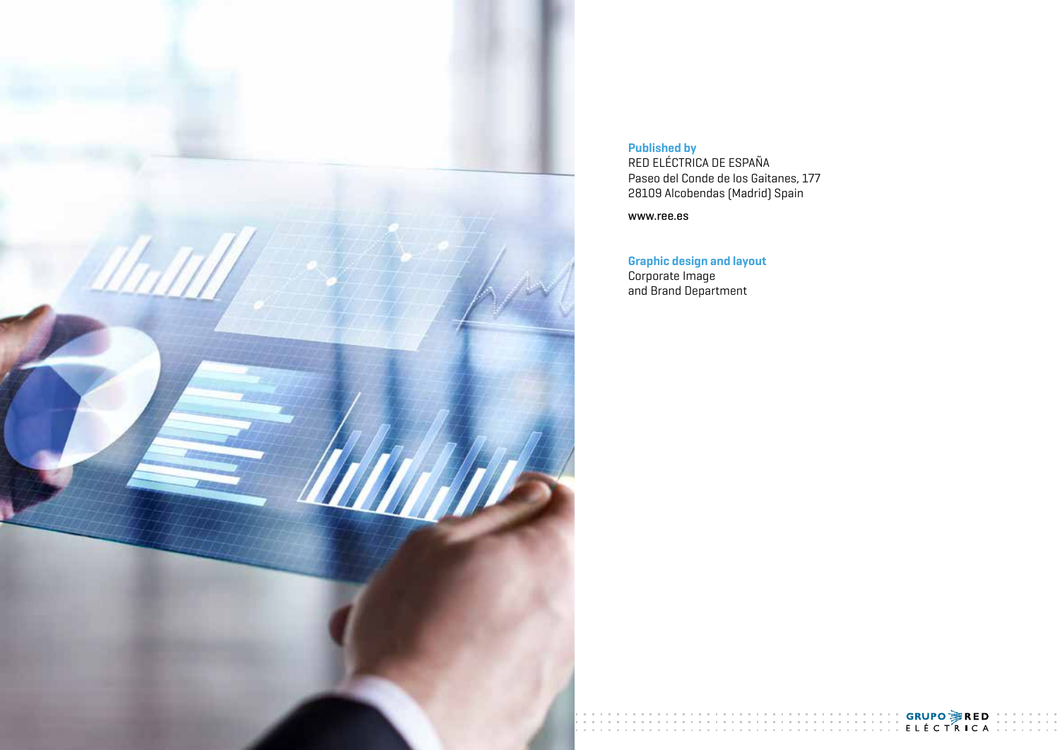**Published by**
RED ELÉCTRICA DE ESPAÑA
Paseo del Conde de los Gaitanes, 177
28109 Alcobendas (Madrid) Spain

www.ree.es

**Graphic design and layout**
Corporate Image
and Brand Department

GRUPO RED ELÉCTRICA